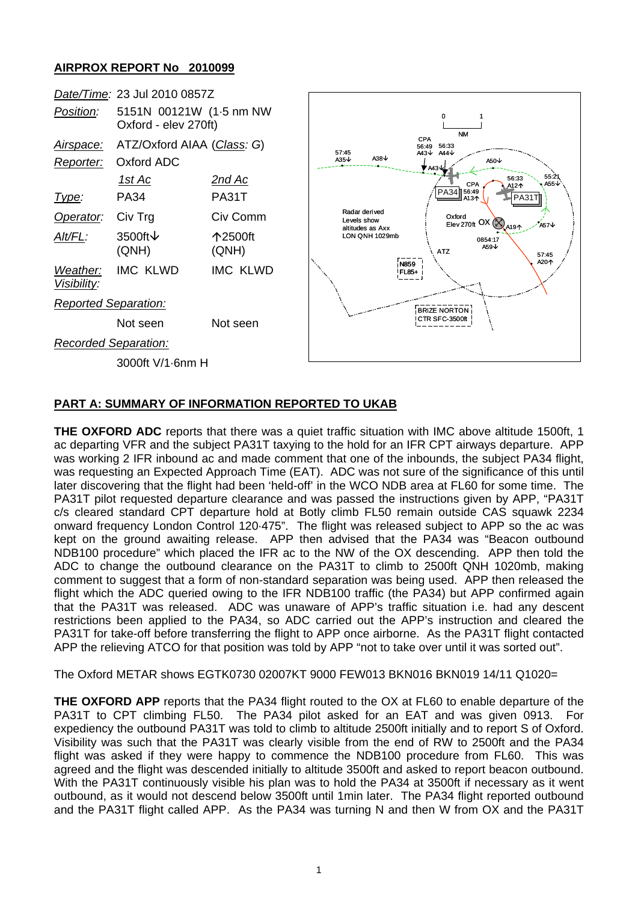## AIRPROX REPORT No 2010099

| | | |
|---|---|---|
| *Date/Time:* | 23 Jul 2010 0857Z | |
| *Position:* | 5151N 00121W (1·5 nm NW Oxford - elev 270ft) | |
| *Airspace:* | ATZ/Oxford AIAA (*Class: G*) | |
| *Reporter:* | Oxford ADC | |
| | *1st Ac* | *2nd Ac* |
| *Type:* | PA34 | PA31T |
| *Operator:* | Civ Trg | Civ Comm |
| *Alt/FL:* | 3500ft↓ (QNH) | ↑2500ft (QNH) |
| *Weather:* *Visibility:* | IMC KLWD | IMC KLWD |
| *Reported Separation:* | | |
| | Not seen | Not seen |
| *Recorded Separation:* | | |
| | 3000ft V/1·6nm H | |

### PART A: SUMMARY OF INFORMATION REPORTED TO UKAB

**THE OXFORD ADC** reports that there was a quiet traffic situation with IMC above altitude 1500ft, 1 ac departing VFR and the subject PA31T taxying to the hold for an IFR CPT airways departure. APP was working 2 IFR inbound ac and made comment that one of the inbounds, the subject PA34 flight, was requesting an Expected Approach Time (EAT). ADC was not sure of the significance of this until later discovering that the flight had been 'held-off' in the WCO NDB area at FL60 for some time. The PA31T pilot requested departure clearance and was passed the instructions given by APP, "PA31T c/s cleared standard CPT departure hold at Botly climb FL50 remain outside CAS squawk 2234 onward frequency London Control 120·475". The flight was released subject to APP so the ac was kept on the ground awaiting release. APP then advised that the PA34 was "Beacon outbound NDB100 procedure" which placed the IFR ac to the NW of the OX descending. APP then told the ADC to change the outbound clearance on the PA31T to climb to 2500ft QNH 1020mb, making comment to suggest that a form of non-standard separation was being used. APP then released the flight which the ADC queried owing to the IFR NDB100 traffic (the PA34) but APP confirmed again that the PA31T was released. ADC was unaware of APP's traffic situation i.e. had any descent restrictions been applied to the PA34, so ADC carried out the APP's instruction and cleared the PA31T for take-off before transferring the flight to APP once airborne. As the PA31T flight contacted APP the relieving ATCO for that position was told by APP "not to take over until it was sorted out".

The Oxford METAR shows EGTK0730 02007KT 9000 FEW013 BKN016 BKN019 14/11 Q1020=

**THE OXFORD APP** reports that the PA34 flight routed to the OX at FL60 to enable departure of the PA31T to CPT climbing FL50. The PA34 pilot asked for an EAT and was given 0913. For expediency the outbound PA31T was told to climb to altitude 2500ft initially and to report S of Oxford. Visibility was such that the PA31T was clearly visible from the end of RW to 2500ft and the PA34 flight was asked if they were happy to commence the NDB100 procedure from FL60. This was agreed and the flight was descended initially to altitude 3500ft and asked to report beacon outbound. With the PA31T continuously visible his plan was to hold the PA34 at 3500ft if necessary as it went outbound, as it would not descend below 3500ft until 1min later. The PA34 flight reported outbound and the PA31T flight called APP. As the PA34 was turning N and then W from OX and the PA31T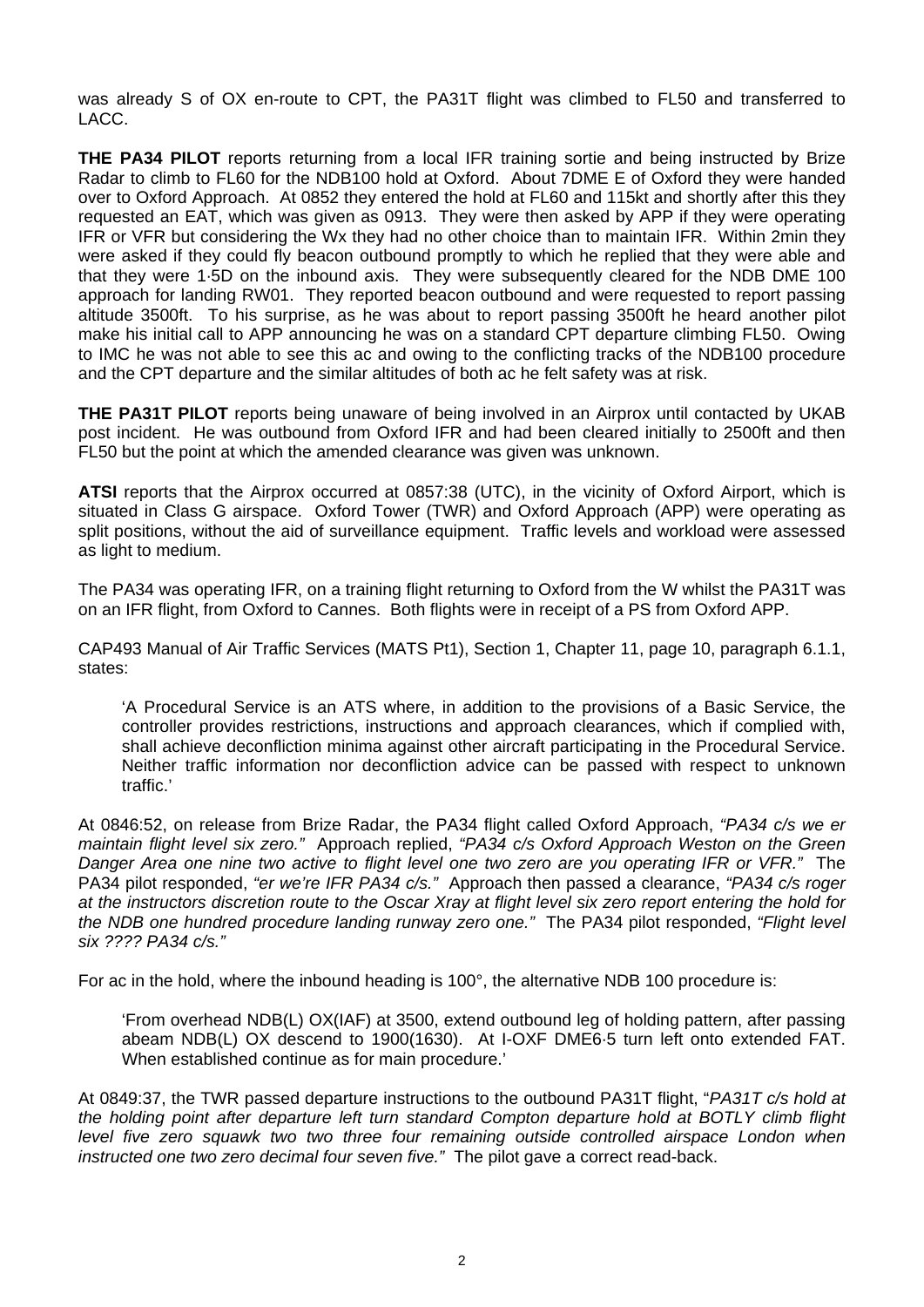was already S of OX en-route to CPT, the PA31T flight was climbed to FL50 and transferred to LACC.

**THE PA34 PILOT** reports returning from a local IFR training sortie and being instructed by Brize Radar to climb to FL60 for the NDB100 hold at Oxford. About 7DME E of Oxford they were handed over to Oxford Approach. At 0852 they entered the hold at FL60 and 115kt and shortly after this they requested an EAT, which was given as 0913. They were then asked by APP if they were operating IFR or VFR but considering the Wx they had no other choice than to maintain IFR. Within 2min they were asked if they could fly beacon outbound promptly to which he replied that they were able and that they were 1·5D on the inbound axis. They were subsequently cleared for the NDB DME 100 approach for landing RW01. They reported beacon outbound and were requested to report passing altitude 3500ft. To his surprise, as he was about to report passing 3500ft he heard another pilot make his initial call to APP announcing he was on a standard CPT departure climbing FL50. Owing to IMC he was not able to see this ac and owing to the conflicting tracks of the NDB100 procedure and the CPT departure and the similar altitudes of both ac he felt safety was at risk.

**THE PA31T PILOT** reports being unaware of being involved in an Airprox until contacted by UKAB post incident. He was outbound from Oxford IFR and had been cleared initially to 2500ft and then FL50 but the point at which the amended clearance was given was unknown.

**ATSI** reports that the Airprox occurred at 0857:38 (UTC), in the vicinity of Oxford Airport, which is situated in Class G airspace. Oxford Tower (TWR) and Oxford Approach (APP) were operating as split positions, without the aid of surveillance equipment. Traffic levels and workload were assessed as light to medium.

The PA34 was operating IFR, on a training flight returning to Oxford from the W whilst the PA31T was on an IFR flight, from Oxford to Cannes. Both flights were in receipt of a PS from Oxford APP.

CAP493 Manual of Air Traffic Services (MATS Pt1), Section 1, Chapter 11, page 10, paragraph 6.1.1, states:

> 'A Procedural Service is an ATS where, in addition to the provisions of a Basic Service, the controller provides restrictions, instructions and approach clearances, which if complied with, shall achieve deconfliction minima against other aircraft participating in the Procedural Service. Neither traffic information nor deconfliction advice can be passed with respect to unknown traffic.'

At 0846:52, on release from Brize Radar, the PA34 flight called Oxford Approach, *"PA34 c/s we er maintain flight level six zero."* Approach replied, *"PA34 c/s Oxford Approach Weston on the Green Danger Area one nine two active to flight level one two zero are you operating IFR or VFR."* The PA34 pilot responded, *"er we're IFR PA34 c/s."* Approach then passed a clearance, *"PA34 c/s roger at the instructors discretion route to the Oscar Xray at flight level six zero report entering the hold for the NDB one hundred procedure landing runway zero one."* The PA34 pilot responded, *"Flight level six ???? PA34 c/s."*

For ac in the hold, where the inbound heading is 100°, the alternative NDB 100 procedure is:

> 'From overhead NDB(L) OX(IAF) at 3500, extend outbound leg of holding pattern, after passing abeam NDB(L) OX descend to 1900(1630). At I-OXF DME6·5 turn left onto extended FAT. When established continue as for main procedure.'

At 0849:37, the TWR passed departure instructions to the outbound PA31T flight, "*PA31T c/s hold at the holding point after departure left turn standard Compton departure hold at BOTLY climb flight level five zero squawk two two three four remaining outside controlled airspace London when instructed one two zero decimal four seven five.*" The pilot gave a correct read-back.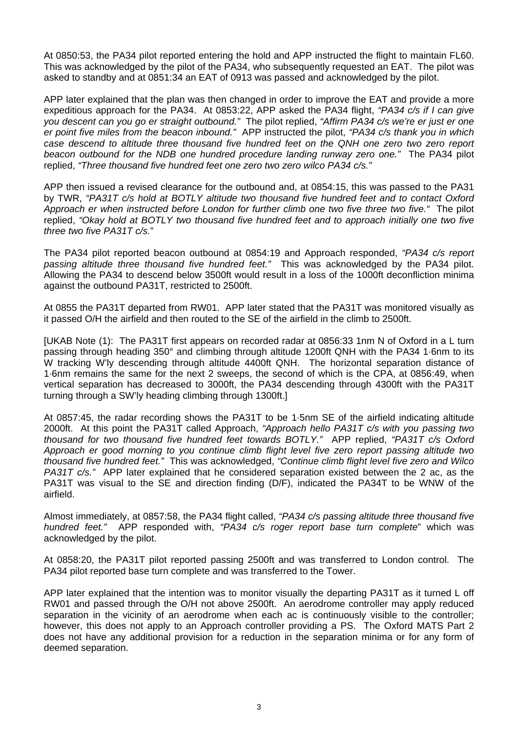At 0850:53, the PA34 pilot reported entering the hold and APP instructed the flight to maintain FL60. This was acknowledged by the pilot of the PA34, who subsequently requested an EAT. The pilot was asked to standby and at 0851:34 an EAT of 0913 was passed and acknowledged by the pilot.

APP later explained that the plan was then changed in order to improve the EAT and provide a more expeditious approach for the PA34. At 0853:22, APP asked the PA34 flight, *"PA34 c/s if I can give you descent can you go er straight outbound."* The pilot replied, *"Affirm PA34 c/s we're er just er one er point five miles from the beacon inbound."* APP instructed the pilot, *"PA34 c/s thank you in which case descend to altitude three thousand five hundred feet on the QNH one zero two zero report beacon outbound for the NDB one hundred procedure landing runway zero one."* The PA34 pilot replied, *"Three thousand five hundred feet one zero two zero wilco PA34 c/s."*

APP then issued a revised clearance for the outbound and, at 0854:15, this was passed to the PA31 by TWR, *"PA31T c/s hold at BOTLY altitude two thousand five hundred feet and to contact Oxford Approach er when instructed before London for further climb one two five three two five."* The pilot replied, *"Okay hold at BOTLY two thousand five hundred feet and to approach initially one two five three two five PA31T c/s.*"

The PA34 pilot reported beacon outbound at 0854:19 and Approach responded, *"PA34 c/s report passing altitude three thousand five hundred feet."* This was acknowledged by the PA34 pilot. Allowing the PA34 to descend below 3500ft would result in a loss of the 1000ft deconfliction minima against the outbound PA31T, restricted to 2500ft.

At 0855 the PA31T departed from RW01. APP later stated that the PA31T was monitored visually as it passed O/H the airfield and then routed to the SE of the airfield in the climb to 2500ft.

[UKAB Note (1): The PA31T first appears on recorded radar at 0856:33 1nm N of Oxford in a L turn passing through heading 350° and climbing through altitude 1200ft QNH with the PA34 1·6nm to its W tracking W'ly descending through altitude 4400ft QNH. The horizontal separation distance of 1·6nm remains the same for the next 2 sweeps, the second of which is the CPA, at 0856:49, when vertical separation has decreased to 3000ft, the PA34 descending through 4300ft with the PA31T turning through a SW'ly heading climbing through 1300ft.]

At 0857:45, the radar recording shows the PA31T to be 1·5nm SE of the airfield indicating altitude 2000ft. At this point the PA31T called Approach, *"Approach hello PA31T c/s with you passing two thousand for two thousand five hundred feet towards BOTLY."* APP replied, *"PA31T c/s Oxford Approach er good morning to you continue climb flight level five zero report passing altitude two thousand five hundred feet."* This was acknowledged, *"Continue climb flight level five zero and Wilco PA31T c/s."* APP later explained that he considered separation existed between the 2 ac, as the PA31T was visual to the SE and direction finding (D/F), indicated the PA34T to be WNW of the airfield.

Almost immediately, at 0857:58, the PA34 flight called, *"PA34 c/s passing altitude three thousand five hundred feet."* APP responded with, *"PA34 c/s roger report base turn complete*" which was acknowledged by the pilot.

At 0858:20, the PA31T pilot reported passing 2500ft and was transferred to London control. The PA34 pilot reported base turn complete and was transferred to the Tower.

APP later explained that the intention was to monitor visually the departing PA31T as it turned L off RW01 and passed through the O/H not above 2500ft. An aerodrome controller may apply reduced separation in the vicinity of an aerodrome when each ac is continuously visible to the controller; however, this does not apply to an Approach controller providing a PS. The Oxford MATS Part 2 does not have any additional provision for a reduction in the separation minima or for any form of deemed separation.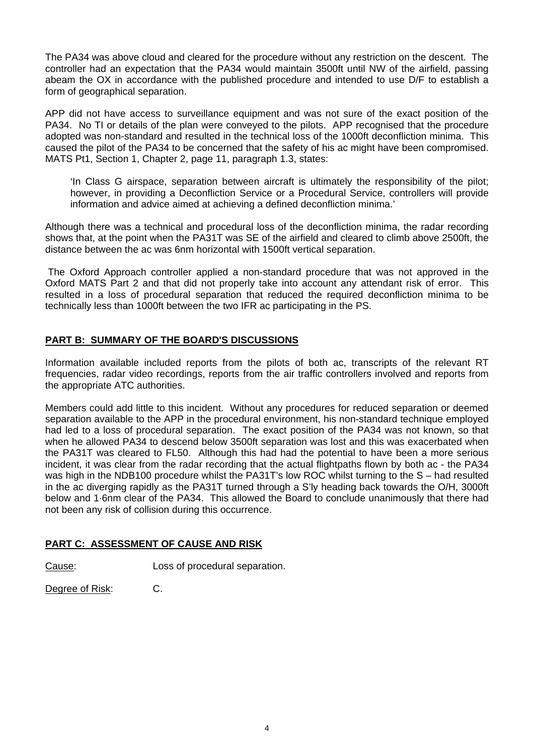The PA34 was above cloud and cleared for the procedure without any restriction on the descent. The controller had an expectation that the PA34 would maintain 3500ft until NW of the airfield, passing abeam the OX in accordance with the published procedure and intended to use D/F to establish a form of geographical separation.

APP did not have access to surveillance equipment and was not sure of the exact position of the PA34. No TI or details of the plan were conveyed to the pilots. APP recognised that the procedure adopted was non-standard and resulted in the technical loss of the 1000ft deconfliction minima. This caused the pilot of the PA34 to be concerned that the safety of his ac might have been compromised. MATS Pt1, Section 1, Chapter 2, page 11, paragraph 1.3, states:

> 'In Class G airspace, separation between aircraft is ultimately the responsibility of the pilot; however, in providing a Deconfliction Service or a Procedural Service, controllers will provide information and advice aimed at achieving a defined deconfliction minima.'

Although there was a technical and procedural loss of the deconfliction minima, the radar recording shows that, at the point when the PA31T was SE of the airfield and cleared to climb above 2500ft, the distance between the ac was 6nm horizontal with 1500ft vertical separation.

The Oxford Approach controller applied a non-standard procedure that was not approved in the Oxford MATS Part 2 and that did not properly take into account any attendant risk of error. This resulted in a loss of procedural separation that reduced the required deconfliction minima to be technically less than 1000ft between the two IFR ac participating in the PS.

## PART B: SUMMARY OF THE BOARD'S DISCUSSIONS

Information available included reports from the pilots of both ac, transcripts of the relevant RT frequencies, radar video recordings, reports from the air traffic controllers involved and reports from the appropriate ATC authorities.

Members could add little to this incident. Without any procedures for reduced separation or deemed separation available to the APP in the procedural environment, his non-standard technique employed had led to a loss of procedural separation. The exact position of the PA34 was not known, so that when he allowed PA34 to descend below 3500ft separation was lost and this was exacerbated when the PA31T was cleared to FL50. Although this had had the potential to have been a more serious incident, it was clear from the radar recording that the actual flightpaths flown by both ac - the PA34 was high in the NDB100 procedure whilst the PA31T's low ROC whilst turning to the S – had resulted in the ac diverging rapidly as the PA31T turned through a S'ly heading back towards the O/H, 3000ft below and 1·6nm clear of the PA34. This allowed the Board to conclude unanimously that there had not been any risk of collision during this occurrence.

## PART C: ASSESSMENT OF CAUSE AND RISK

Cause: Loss of procedural separation.

Degree of Risk: C.